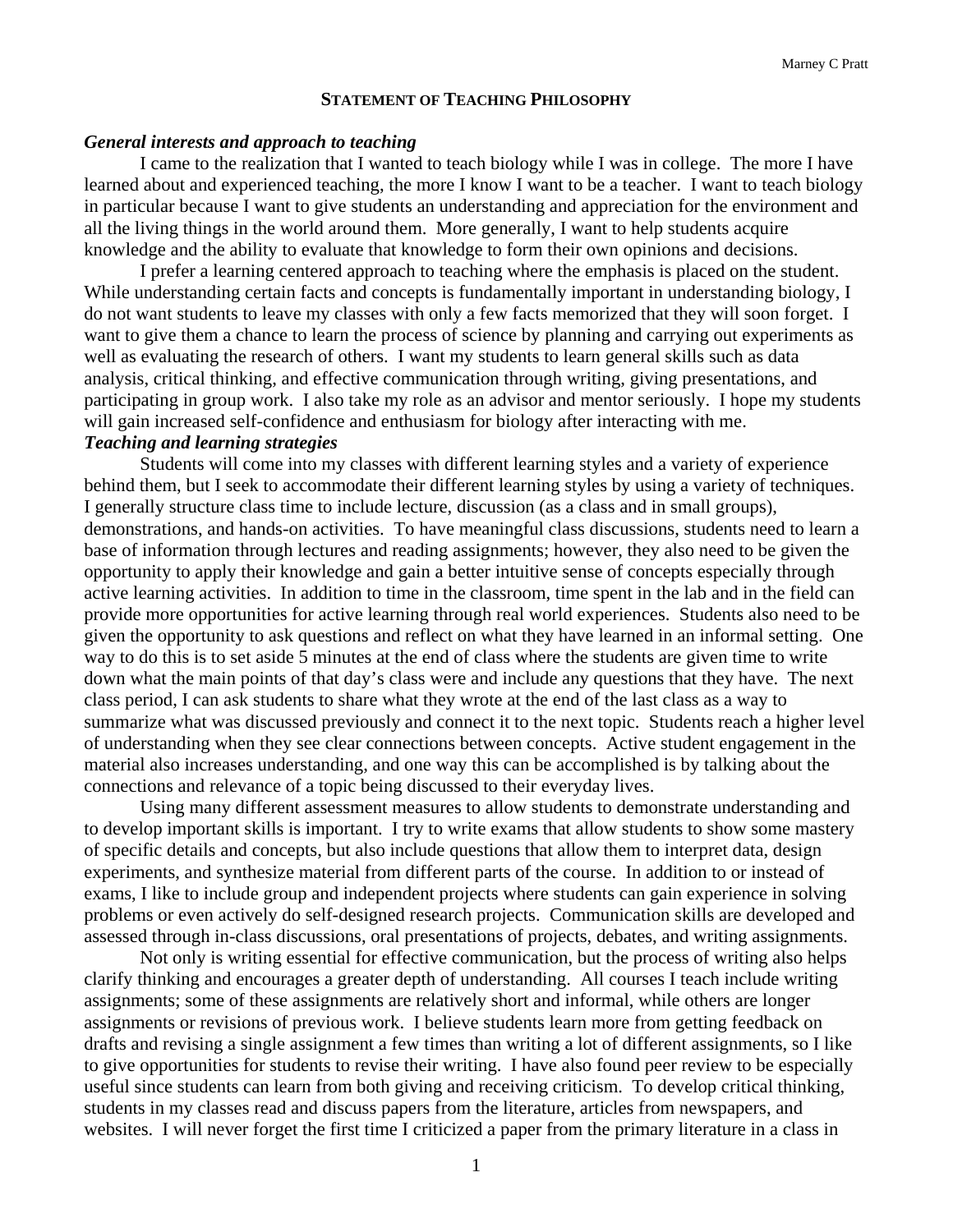# STATEMENT OF TEACHING PHILOSOPHY

***General interests and approach to teaching***

I came to the realization that I wanted to teach biology while I was in college. The more I have learned about and experienced teaching, the more I know I want to be a teacher. I want to teach biology in particular because I want to give students an understanding and appreciation for the environment and all the living things in the world around them. More generally, I want to help students acquire knowledge and the ability to evaluate that knowledge to form their own opinions and decisions.

I prefer a learning centered approach to teaching where the emphasis is placed on the student. While understanding certain facts and concepts is fundamentally important in understanding biology, I do not want students to leave my classes with only a few facts memorized that they will soon forget. I want to give them a chance to learn the process of science by planning and carrying out experiments as well as evaluating the research of others. I want my students to learn general skills such as data analysis, critical thinking, and effective communication through writing, giving presentations, and participating in group work. I also take my role as an advisor and mentor seriously. I hope my students will gain increased self-confidence and enthusiasm for biology after interacting with me.

***Teaching and learning strategies***

Students will come into my classes with different learning styles and a variety of experience behind them, but I seek to accommodate their different learning styles by using a variety of techniques. I generally structure class time to include lecture, discussion (as a class and in small groups), demonstrations, and hands-on activities. To have meaningful class discussions, students need to learn a base of information through lectures and reading assignments; however, they also need to be given the opportunity to apply their knowledge and gain a better intuitive sense of concepts especially through active learning activities. In addition to time in the classroom, time spent in the lab and in the field can provide more opportunities for active learning through real world experiences. Students also need to be given the opportunity to ask questions and reflect on what they have learned in an informal setting. One way to do this is to set aside 5 minutes at the end of class where the students are given time to write down what the main points of that day's class were and include any questions that they have. The next class period, I can ask students to share what they wrote at the end of the last class as a way to summarize what was discussed previously and connect it to the next topic. Students reach a higher level of understanding when they see clear connections between concepts. Active student engagement in the material also increases understanding, and one way this can be accomplished is by talking about the connections and relevance of a topic being discussed to their everyday lives.

Using many different assessment measures to allow students to demonstrate understanding and to develop important skills is important. I try to write exams that allow students to show some mastery of specific details and concepts, but also include questions that allow them to interpret data, design experiments, and synthesize material from different parts of the course. In addition to or instead of exams, I like to include group and independent projects where students can gain experience in solving problems or even actively do self-designed research projects. Communication skills are developed and assessed through in-class discussions, oral presentations of projects, debates, and writing assignments.

Not only is writing essential for effective communication, but the process of writing also helps clarify thinking and encourages a greater depth of understanding. All courses I teach include writing assignments; some of these assignments are relatively short and informal, while others are longer assignments or revisions of previous work. I believe students learn more from getting feedback on drafts and revising a single assignment a few times than writing a lot of different assignments, so I like to give opportunities for students to revise their writing. I have also found peer review to be especially useful since students can learn from both giving and receiving criticism. To develop critical thinking, students in my classes read and discuss papers from the literature, articles from newspapers, and websites. I will never forget the first time I criticized a paper from the primary literature in a class in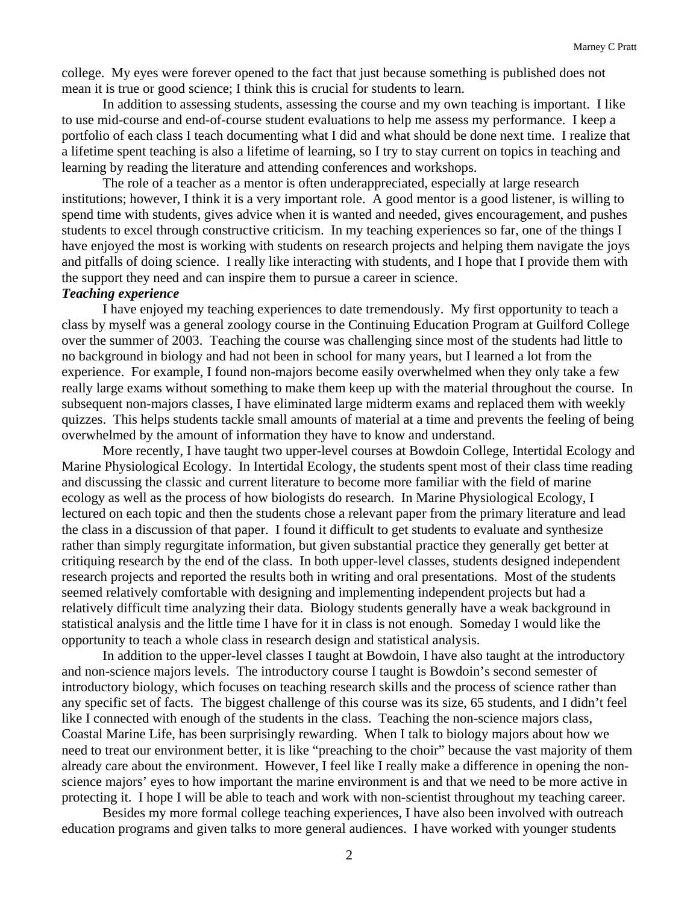college. My eyes were forever opened to the fact that just because something is published does not mean it is true or good science; I think this is crucial for students to learn.

In addition to assessing students, assessing the course and my own teaching is important. I like to use mid-course and end-of-course student evaluations to help me assess my performance. I keep a portfolio of each class I teach documenting what I did and what should be done next time. I realize that a lifetime spent teaching is also a lifetime of learning, so I try to stay current on topics in teaching and learning by reading the literature and attending conferences and workshops.

The role of a teacher as a mentor is often underappreciated, especially at large research institutions; however, I think it is a very important role. A good mentor is a good listener, is willing to spend time with students, gives advice when it is wanted and needed, gives encouragement, and pushes students to excel through constructive criticism. In my teaching experiences so far, one of the things I have enjoyed the most is working with students on research projects and helping them navigate the joys and pitfalls of doing science. I really like interacting with students, and I hope that I provide them with the support they need and can inspire them to pursue a career in science.

***Teaching experience***

I have enjoyed my teaching experiences to date tremendously. My first opportunity to teach a class by myself was a general zoology course in the Continuing Education Program at Guilford College over the summer of 2003. Teaching the course was challenging since most of the students had little to no background in biology and had not been in school for many years, but I learned a lot from the experience. For example, I found non-majors become easily overwhelmed when they only take a few really large exams without something to make them keep up with the material throughout the course. In subsequent non-majors classes, I have eliminated large midterm exams and replaced them with weekly quizzes. This helps students tackle small amounts of material at a time and prevents the feeling of being overwhelmed by the amount of information they have to know and understand.

More recently, I have taught two upper-level courses at Bowdoin College, Intertidal Ecology and Marine Physiological Ecology. In Intertidal Ecology, the students spent most of their class time reading and discussing the classic and current literature to become more familiar with the field of marine ecology as well as the process of how biologists do research. In Marine Physiological Ecology, I lectured on each topic and then the students chose a relevant paper from the primary literature and lead the class in a discussion of that paper. I found it difficult to get students to evaluate and synthesize rather than simply regurgitate information, but given substantial practice they generally get better at critiquing research by the end of the class. In both upper-level classes, students designed independent research projects and reported the results both in writing and oral presentations. Most of the students seemed relatively comfortable with designing and implementing independent projects but had a relatively difficult time analyzing their data. Biology students generally have a weak background in statistical analysis and the little time I have for it in class is not enough. Someday I would like the opportunity to teach a whole class in research design and statistical analysis.

In addition to the upper-level classes I taught at Bowdoin, I have also taught at the introductory and non-science majors levels. The introductory course I taught is Bowdoin's second semester of introductory biology, which focuses on teaching research skills and the process of science rather than any specific set of facts. The biggest challenge of this course was its size, 65 students, and I didn't feel like I connected with enough of the students in the class. Teaching the non-science majors class, Coastal Marine Life, has been surprisingly rewarding. When I talk to biology majors about how we need to treat our environment better, it is like "preaching to the choir" because the vast majority of them already care about the environment. However, I feel like I really make a difference in opening the non-science majors' eyes to how important the marine environment is and that we need to be more active in protecting it. I hope I will be able to teach and work with non-scientist throughout my teaching career.

Besides my more formal college teaching experiences, I have also been involved with outreach education programs and given talks to more general audiences. I have worked with younger students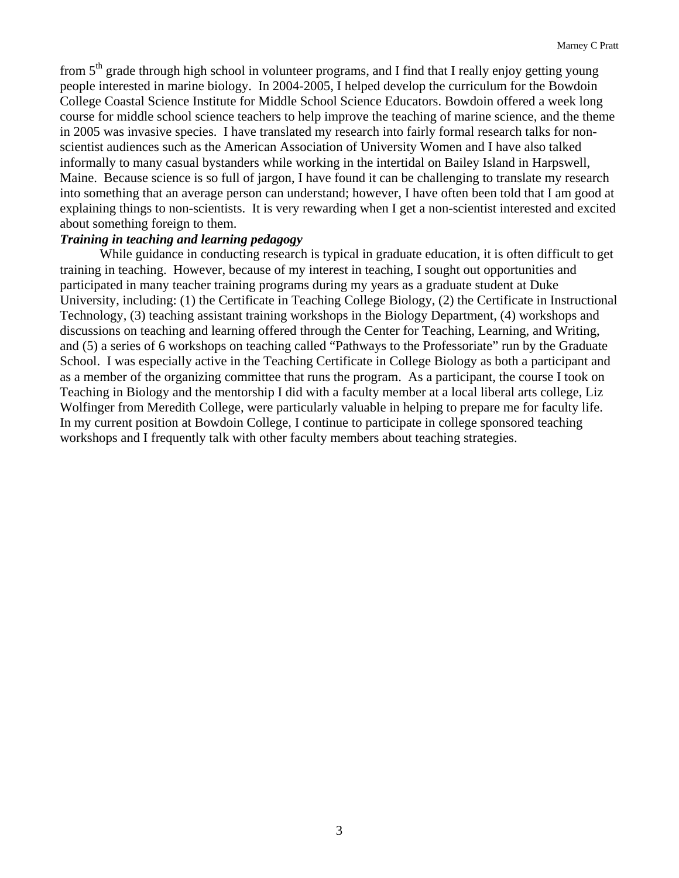from 5th grade through high school in volunteer programs, and I find that I really enjoy getting young people interested in marine biology. In 2004-2005, I helped develop the curriculum for the Bowdoin College Coastal Science Institute for Middle School Science Educators. Bowdoin offered a week long course for middle school science teachers to help improve the teaching of marine science, and the theme in 2005 was invasive species. I have translated my research into fairly formal research talks for non-scientist audiences such as the American Association of University Women and I have also talked informally to many casual bystanders while working in the intertidal on Bailey Island in Harpswell, Maine. Because science is so full of jargon, I have found it can be challenging to translate my research into something that an average person can understand; however, I have often been told that I am good at explaining things to non-scientists. It is very rewarding when I get a non-scientist interested and excited about something foreign to them.

***Training in teaching and learning pedagogy***

While guidance in conducting research is typical in graduate education, it is often difficult to get training in teaching. However, because of my interest in teaching, I sought out opportunities and participated in many teacher training programs during my years as a graduate student at Duke University, including: (1) the Certificate in Teaching College Biology, (2) the Certificate in Instructional Technology, (3) teaching assistant training workshops in the Biology Department, (4) workshops and discussions on teaching and learning offered through the Center for Teaching, Learning, and Writing, and (5) a series of 6 workshops on teaching called "Pathways to the Professoriate" run by the Graduate School. I was especially active in the Teaching Certificate in College Biology as both a participant and as a member of the organizing committee that runs the program. As a participant, the course I took on Teaching in Biology and the mentorship I did with a faculty member at a local liberal arts college, Liz Wolfinger from Meredith College, were particularly valuable in helping to prepare me for faculty life. In my current position at Bowdoin College, I continue to participate in college sponsored teaching workshops and I frequently talk with other faculty members about teaching strategies.